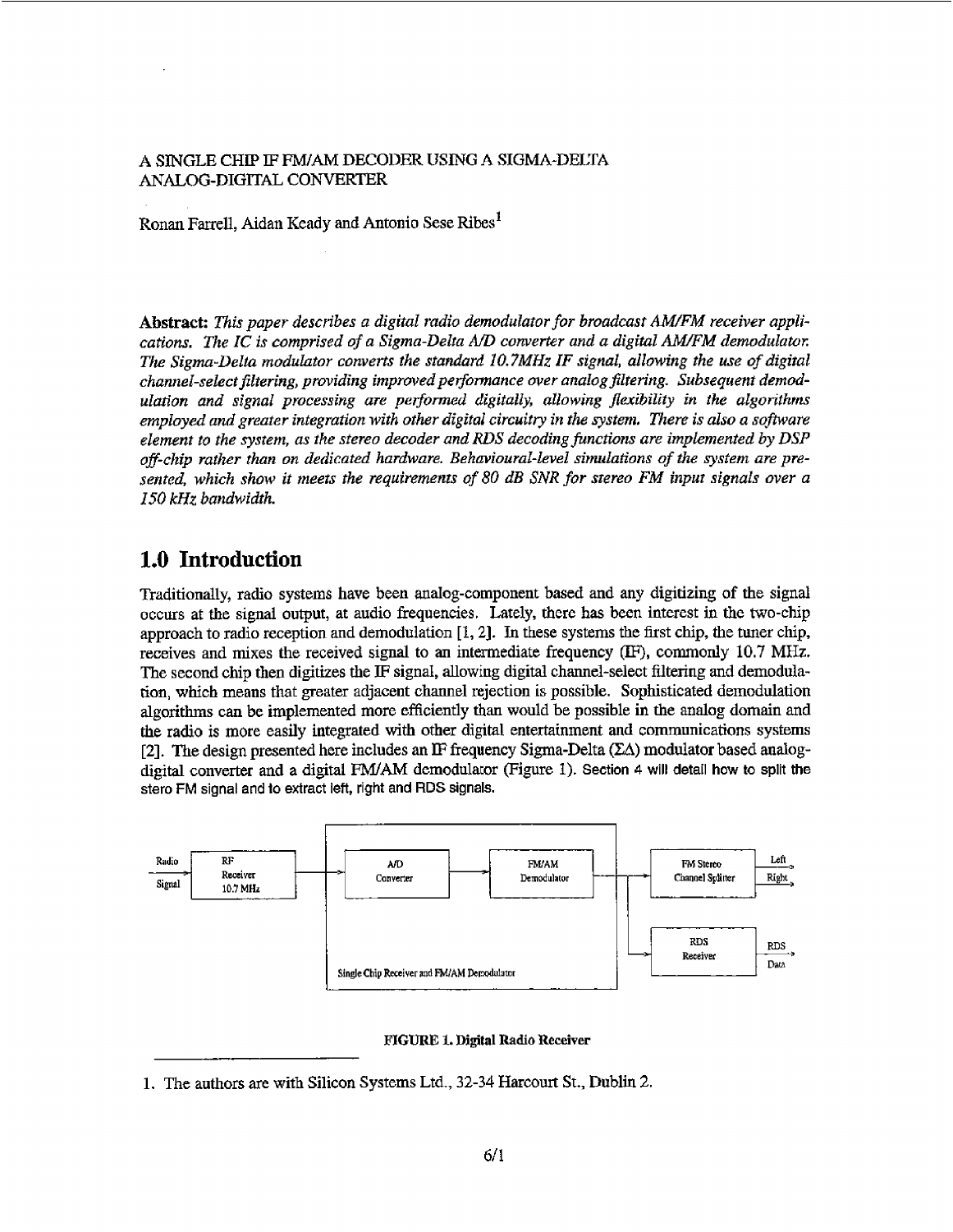A SINGLE CHIP IF FM/AM DECODER USING A SIGMA-DELTA ANALOG-DIGITAL CONVERTER

Ronan Farrell, Aidan Keady and Antonio Sese Ribes[1]

**Abstract:** *This paper describes a digital radio demodulator for broadcast AM/FM receiver applications. The IC is comprised of a Sigma-Delta A/D converter and a digital AM/FM demodulator. The Sigma-Delta modulator converts the standard 10.7MHz IF signal, allowing the use of digital channel-select filtering, providing improved performance over analog filtering. Subsequent demodulation and signal processing are performed digitally, allowing flexibility in the algorithms employed and greater integration with other digital circuitry in the system. There is also a software element to the system, as the stereo decoder and RDS decoding functions are implemented by DSP off-chip rather than on dedicated hardware. Behavioural-level simulations of the system are presented, which show it meets the requirements of 80 dB SNR for stereo FM input signals over a 150 kHz bandwidth.*

# 1.0 Introduction

Traditionally, radio systems have been analog-component based and any digitizing of the signal occurs at the signal output, at audio frequencies. Lately, there has been interest in the two-chip approach to radio reception and demodulation [1, 2]. In these systems the first chip, the tuner chip, receives and mixes the received signal to an intermediate frequency (IF), commonly 10.7 MHz. The second chip then digitizes the IF signal, allowing digital channel-select filtering and demodulation, which means that greater adjacent channel rejection is possible. Sophisticated demodulation algorithms can be implemented more efficiently than would be possible in the analog domain and the radio is more easily integrated with other digital entertainment and communications systems [2]. The design presented here includes an IF frequency Sigma-Delta ($\Sigma\Delta$) modulator based analog-digital converter and a digital FM/AM demodulator (Figure 1). Section 4 will detail how to split the stero FM signal and to extract left, right and RDS signals.

**FIGURE 1. Digital Radio Receiver**

1. The authors are with Silicon Systems Ltd., 32-34 Harcourt St., Dublin 2.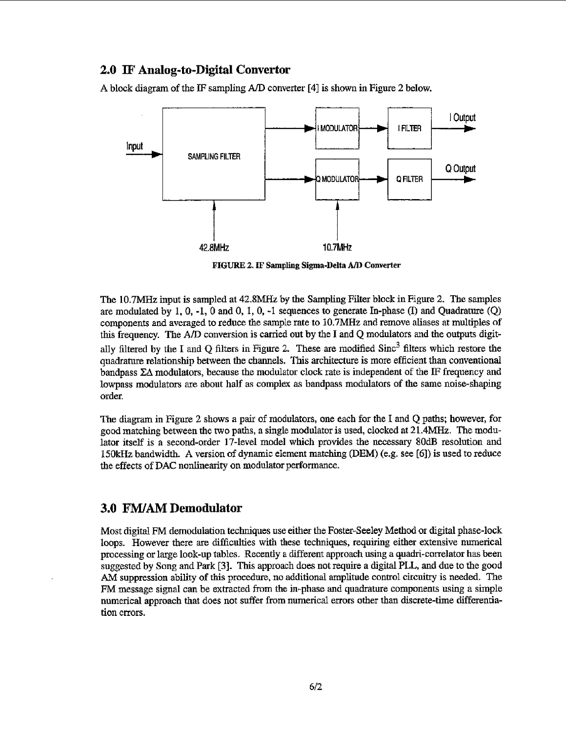## 2.0 IF Analog-to-Digital Convertor

A block diagram of the IF sampling A/D converter [4] is shown in Figure 2 below.

FIGURE 2. IF Sampling Sigma-Delta A/D Converter

The 10.7MHz input is sampled at 42.8MHz by the Sampling Filter block in Figure 2. The samples are modulated by 1, 0, -1, 0 and 0, 1, 0, -1 sequences to generate In-phase (I) and Quadrature (Q) components and averaged to reduce the sample rate to 10.7MHz and remove aliases at multiples of this frequency. The A/D conversion is carried out by the I and Q modulators and the outputs digitally filtered by the I and Q filters in Figure 2. These are modified $\mathrm{Sinc}^3$ filters which restore the quadrature relationship between the channels. This architecture is more efficient than conventional bandpass $\Sigma\Delta$ modulators, because the modulator clock rate is independent of the IF frequency and lowpass modulators are about half as complex as bandpass modulators of the same noise-shaping order.

The diagram in Figure 2 shows a pair of modulators, one each for the I and Q paths; however, for good matching between the two paths, a single modulator is used, clocked at 21.4MHz. The modulator itself is a second-order 17-level model which provides the necessary 80dB resolution and 150kHz bandwidth. A version of dynamic element matching (DEM) (e.g. see [6]) is used to reduce the effects of DAC nonlinearity on modulator performance.

## 3.0 FM/AM Demodulator

Most digital FM demodulation techniques use either the Foster-Seeley Method or digital phase-lock loops. However there are difficulties with these techniques, requiring either extensive numerical processing or large look-up tables. Recently a different approach using a quadri-correlator has been suggested by Song and Park [3]. This approach does not require a digital PLL, and due to the good AM suppression ability of this procedure, no additional amplitude control circuitry is needed. The FM message signal can be extracted from the in-phase and quadrature components using a simple numerical approach that does not suffer from numerical errors other than discrete-time differentiation errors.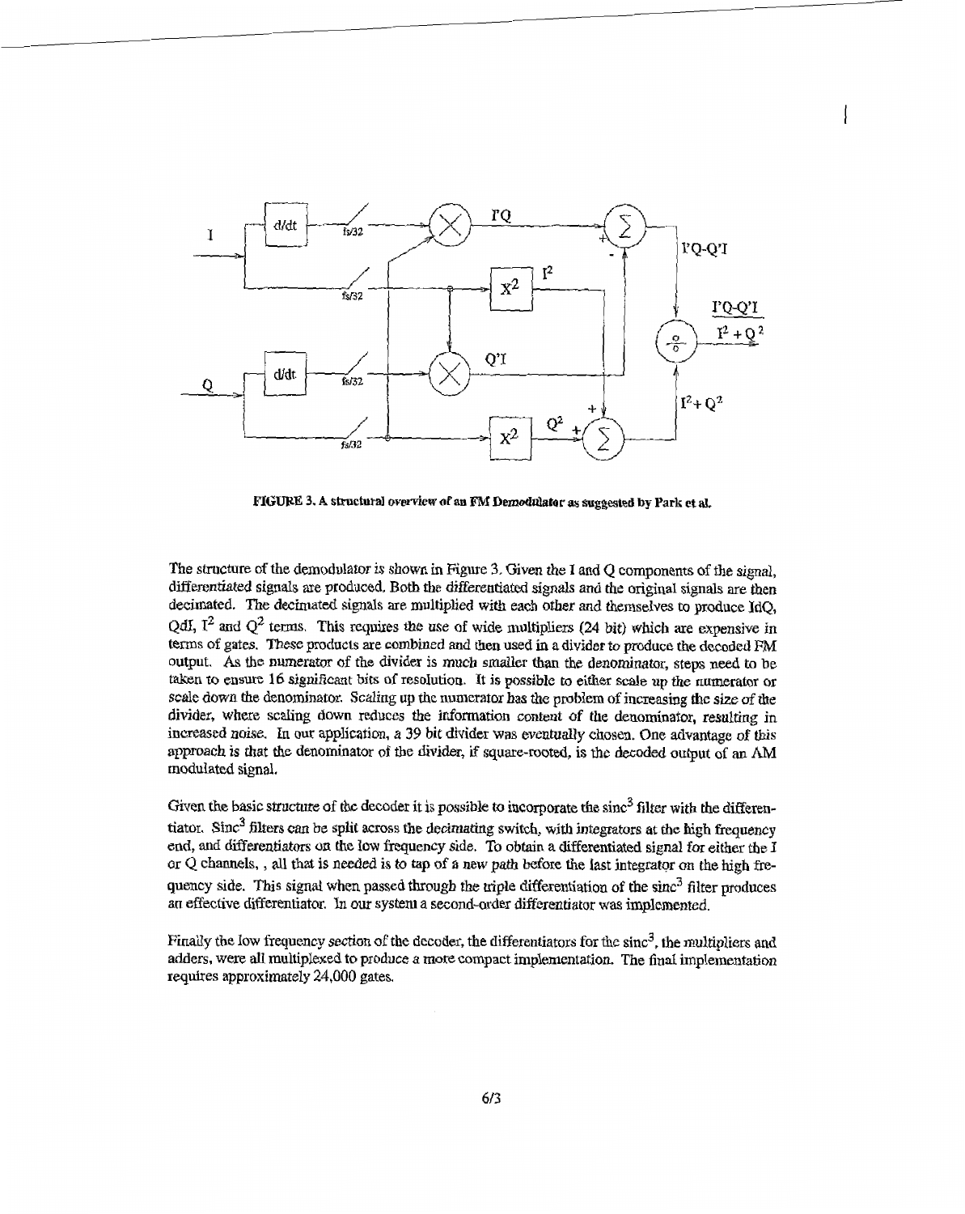FIGURE 3. A structural overview of an FM Demodulator as suggested by Park et al.

The structure of the demodulator is shown in Figure 3. Given the I and Q components of the signal, differentiated signals are produced. Both the differentiated signals and the original signals are then decimated. The decimated signals are multiplied with each other and themselves to produce IdQ, QdI, $I^2$ and $Q^2$ terms. This requires the use of wide multipliers (24 bit) which are expensive in terms of gates. These products are combined and then used in a divider to produce the decoded FM output. As the numerator of the divider is much smaller than the denominator, steps need to be taken to ensure 16 significant bits of resolution. It is possible to either scale up the numerator or scale down the denominator. Scaling up the numerator has the problem of increasing the size of the divider, where scaling down reduces the information content of the denominator, resulting in increased noise. In our application, a 39 bit divider was eventually chosen. One advantage of this approach is that the denominator of the divider, if square-rooted, is the decoded output of an AM modulated signal.

Given the basic structure of the decoder it is possible to incorporate the $\text{sinc}^3$ filter with the differentiator. $\text{Sinc}^3$ filters can be split across the decimating switch, with integrators at the high frequency end, and differentiators on the low frequency side. To obtain a differentiated signal for either the I or Q channels, , all that is needed is to tap of a new path before the last integrator on the high frequency side. This signal when passed through the triple differentiation of the $\text{sinc}^3$ filter produces an effective differentiator. In our system a second-order differentiator was implemented.

Finally the low frequency section of the decoder, the differentiators for the $\text{sinc}^3$, the multipliers and adders, were all multiplexed to produce a more compact implementation. The final implementation requires approximately 24,000 gates.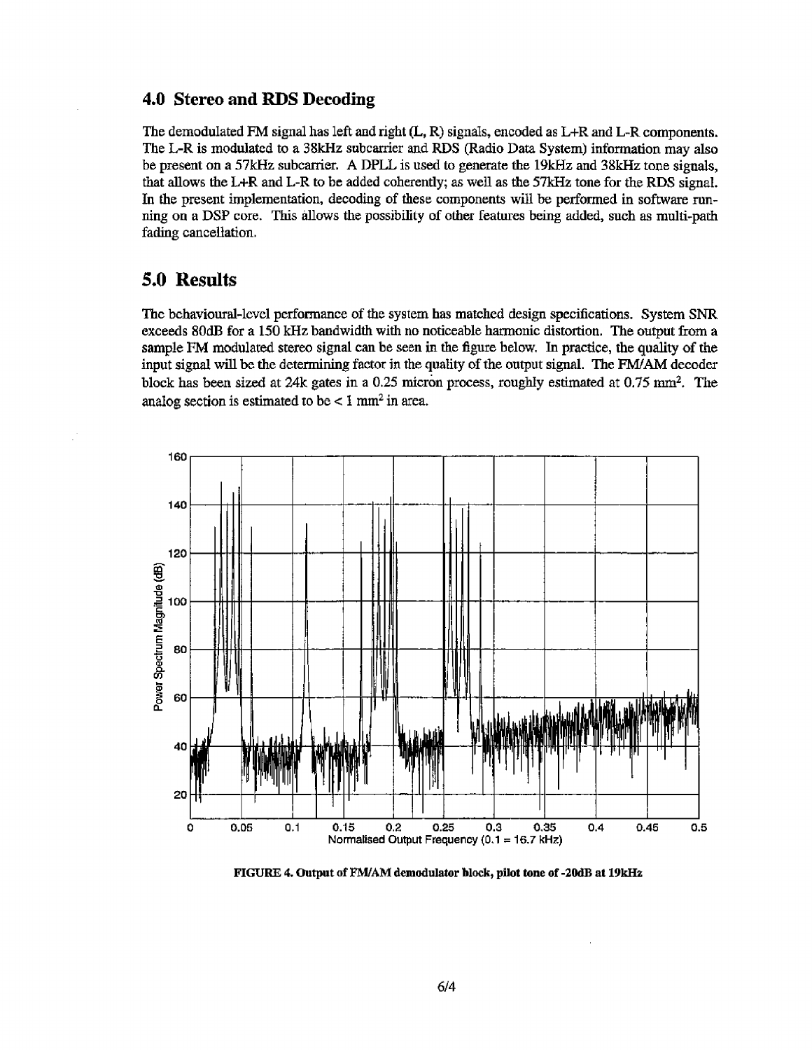## 4.0 Stereo and RDS Decoding

The demodulated FM signal has left and right (L, R) signals, encoded as L+R and L-R components. The L-R is modulated to a 38kHz subcarrier and RDS (Radio Data System) information may also be present on a 57kHz subcarrier. A DPLL is used to generate the 19kHz and 38kHz tone signals, that allows the L+R and L-R to be added coherently; as well as the 57kHz tone for the RDS signal. In the present implementation, decoding of these components will be performed in software running on a DSP core. This allows the possibility of other features being added, such as multi-path fading cancellation.

## 5.0 Results

The behavioural-level performance of the system has matched design specifications. System SNR exceeds 80dB for a 150 kHz bandwidth with no noticeable harmonic distortion. The output from a sample FM modulated stereo signal can be seen in the figure below. In practice, the quality of the input signal will be the determining factor in the quality of the output signal. The FM/AM decoder block has been sized at 24k gates in a 0.25 micron process, roughly estimated at 0.75 mm$^2$. The analog section is estimated to be < 1 mm$^2$ in area.

**FIGURE 4. Output of FM/AM demodulator block, pilot tone of -20dB at 19kHz**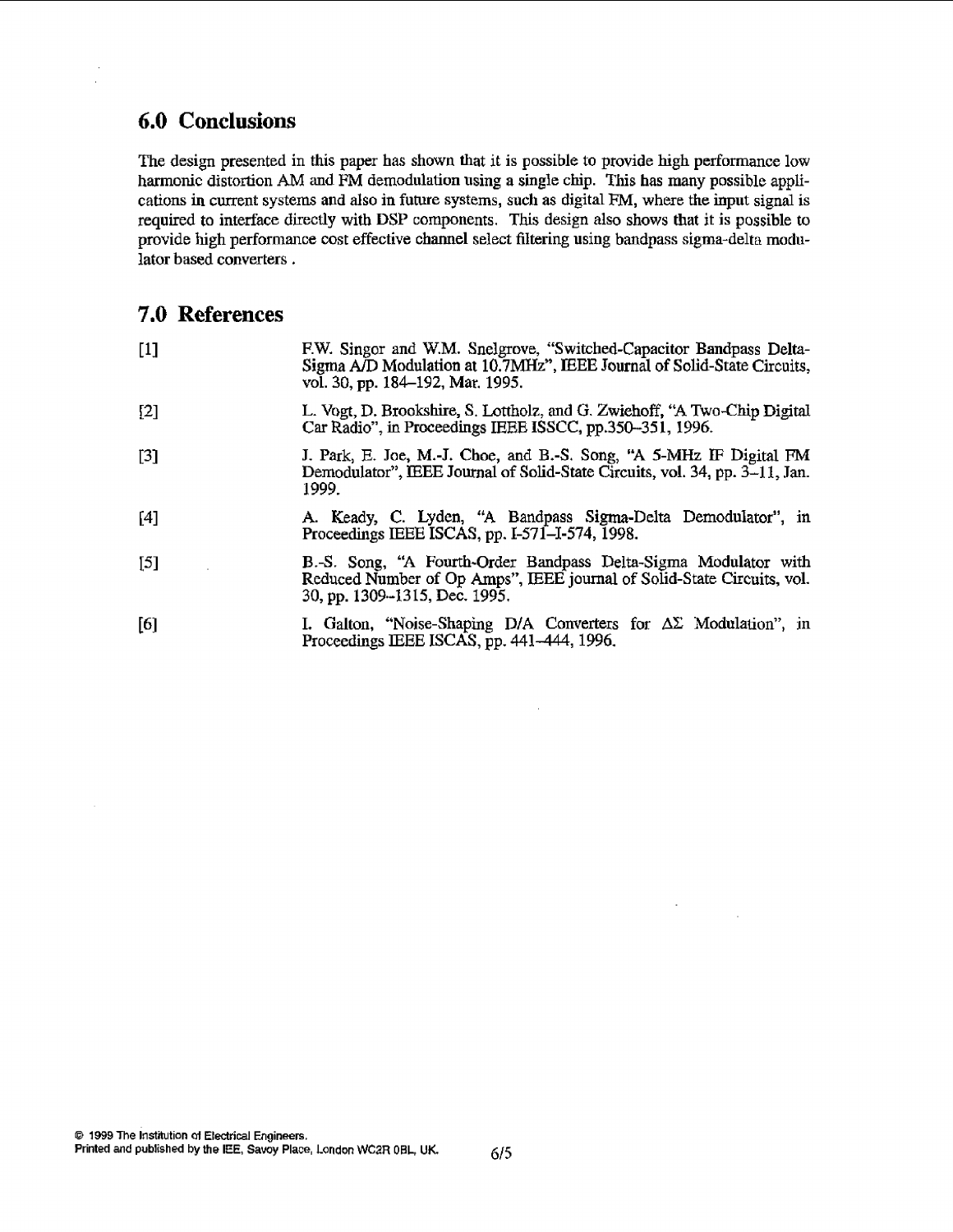## 6.0 Conclusions

The design presented in this paper has shown that it is possible to provide high performance low harmonic distortion AM and FM demodulation using a single chip. This has many possible applications in current systems and also in future systems, such as digital FM, where the input signal is required to interface directly with DSP components. This design also shows that it is possible to provide high performance cost effective channel select filtering using bandpass sigma-delta modulator based converters .

## 7.0 References

[1] F.W. Singor and W.M. Snelgrove, "Switched-Capacitor Bandpass Delta-Sigma A/D Modulation at 10.7MHz", IEEE Journal of Solid-State Circuits, vol. 30, pp. 184–192, Mar. 1995.

[2] L. Vogt, D. Brookshire, S. Lottholz, and G. Zwiehoff, "A Two-Chip Digital Car Radio", in Proceedings IEEE ISSCC, pp.350–351, 1996.

[3] J. Park, E. Joe, M.-J. Choe, and B.-S. Song, "A 5-MHz IF Digital FM Demodulator", IEEE Journal of Solid-State Circuits, vol. 34, pp. 3–11, Jan. 1999.

[4] A. Keady, C. Lyden, "A Bandpass Sigma-Delta Demodulator", in Proceedings IEEE ISCAS, pp. I-571–I-574, 1998.

[5] B.-S. Song, "A Fourth-Order Bandpass Delta-Sigma Modulator with Reduced Number of Op Amps", IEEE journal of Solid-State Circuits, vol. 30, pp. 1309–1315, Dec. 1995.

[6] I. Galton, "Noise-Shaping D/A Converters for ΔΣ Modulation", in Proceedings IEEE ISCAS, pp. 441–444, 1996.

© 1999 The Institution of Electrical Engineers.
Printed and published by the IEE, Savoy Place, London WC2R 0BL, UK.